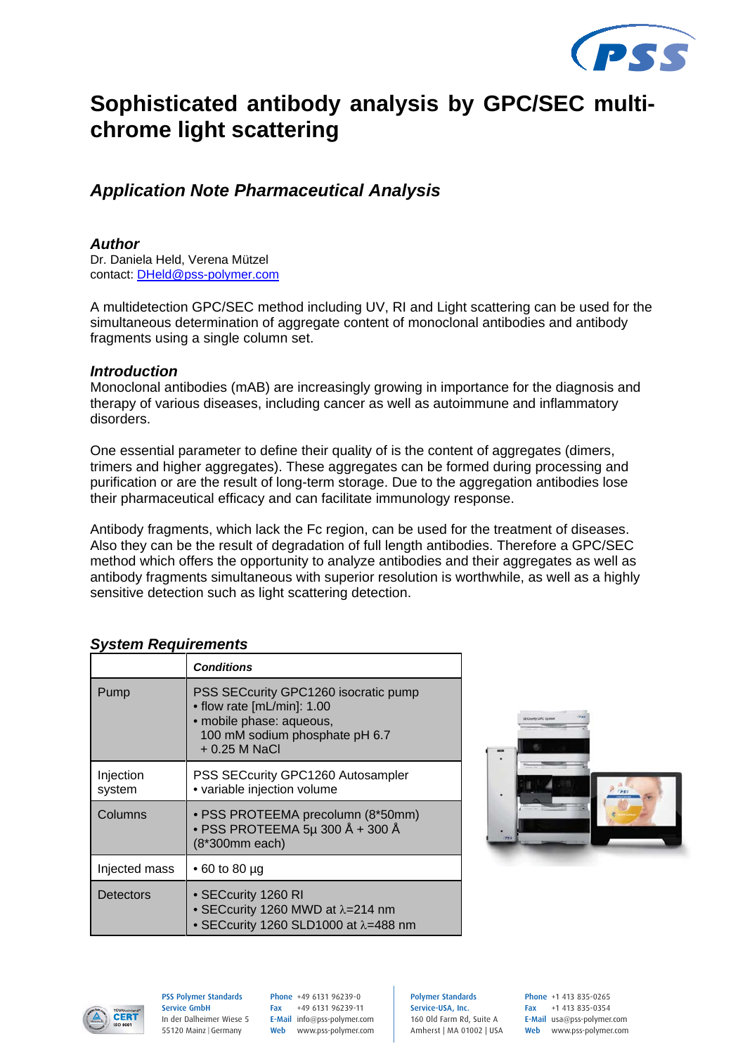# Sophisticated antibody analysis by GPC/SEC multi-chrome light scattering

## *Application Note Pharmaceutical Analysis*

### *Author*

Dr. Daniela Held, Verena Mützel
contact: DHeld@pss-polymer.com

A multidetection GPC/SEC method including UV, RI and Light scattering can be used for the simultaneous determination of aggregate content of monoclonal antibodies and antibody fragments using a single column set.

### *Introduction*

Monoclonal antibodies (mAB) are increasingly growing in importance for the diagnosis and therapy of various diseases, including cancer as well as autoimmune and inflammatory disorders.

One essential parameter to define their quality of is the content of aggregates (dimers, trimers and higher aggregates). These aggregates can be formed during processing and purification or are the result of long-term storage. Due to the aggregation antibodies lose their pharmaceutical efficacy and can facilitate immunology response.

Antibody fragments, which lack the Fc region, can be used for the treatment of diseases. Also they can be the result of degradation of full length antibodies. Therefore a GPC/SEC method which offers the opportunity to analyze antibodies and their aggregates as well as antibody fragments simultaneous with superior resolution is worthwhile, as well as a highly sensitive detection such as light scattering detection.

### *System Requirements*

| | ***Conditions*** |
|---|---|
| Pump | PSS SECcurity GPC1260 isocratic pump<br>• flow rate [mL/min]: 1.00<br>• mobile phase: aqueous,<br>100 mM sodium phosphate pH 6.7<br>+ 0.25 M NaCl |
| Injection system | PSS SECcurity GPC1260 Autosampler<br>• variable injection volume |
| Columns | • PSS PROTEEMA precolumn (8*50mm)<br>• PSS PROTEEMA 5µ 300 Å + 300 Å<br>(8*300mm each) |
| Injected mass | • 60 to 80 µg |
| Detectors | • SECcurity 1260 RI<br>• SECcurity 1260 MWD at $\lambda$=214 nm<br>• SECcurity 1260 SLD1000 at $\lambda$=488 nm |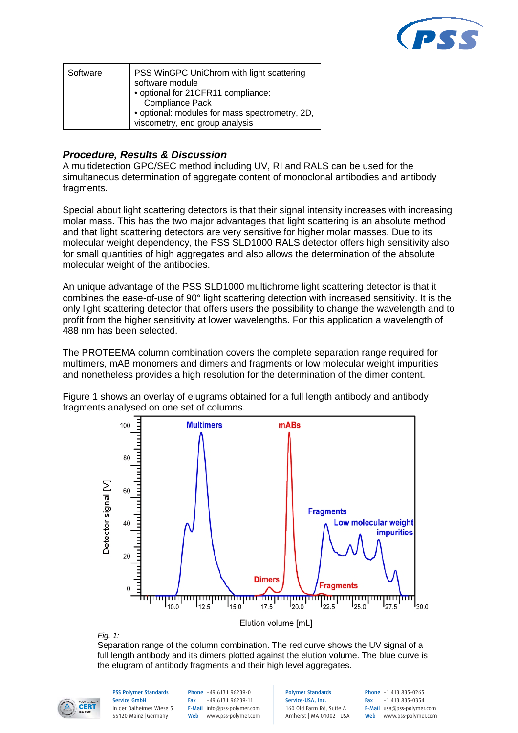| Software | PSS WinGPC UniChrom with light scattering software module<br>• optional for 21CFR11 compliance: Compliance Pack<br>• optional: modules for mass spectrometry, 2D, viscometry, end group analysis |
|---|---|

### *Procedure, Results & Discussion*

A multidetection GPC/SEC method including UV, RI and RALS can be used for the simultaneous determination of aggregate content of monoclonal antibodies and antibody fragments.

Special about light scattering detectors is that their signal intensity increases with increasing molar mass. This has the two major advantages that light scattering is an absolute method and that light scattering detectors are very sensitive for higher molar masses. Due to its molecular weight dependency, the PSS SLD1000 RALS detector offers high sensitivity also for small quantities of high aggregates and also allows the determination of the absolute molecular weight of the antibodies.

An unique advantage of the PSS SLD1000 multichrome light scattering detector is that it combines the ease-of-use of 90° light scattering detection with increased sensitivity. It is the only light scattering detector that offers users the possibility to change the wavelength and to profit from the higher sensitivity at lower wavelengths. For this application a wavelength of 488 nm has been selected.

The PROTEEMA column combination covers the complete separation range required for multimers, mAB monomers and dimers and fragments or low molecular weight impurities and nonetheless provides a high resolution for the determination of the dimer content.

Figure 1 shows an overlay of elugrams obtained for a full length antibody and antibody fragments analysed on one set of columns.

*Fig. 1:*
Separation range of the column combination. The red curve shows the UV signal of a full length antibody and its dimers plotted against the elution volume. The blue curve is the elugram of antibody fragments and their high level aggregates.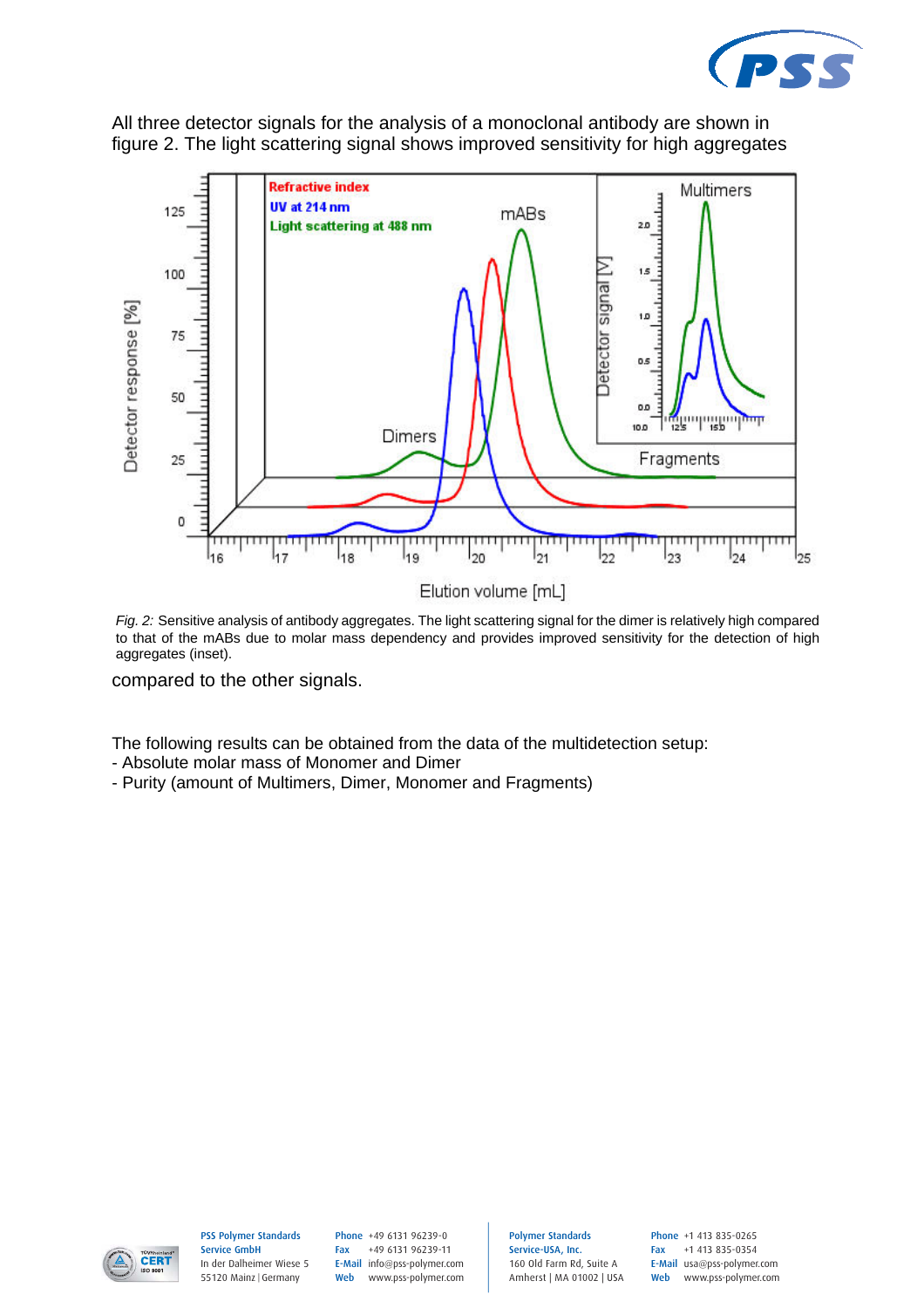All three detector signals for the analysis of a monoclonal antibody are shown in figure 2. The light scattering signal shows improved sensitivity for high aggregates

Refractive index
UV at 214 nm
Light scattering at 488 nm
mABs
Multimers
Dimers
Fragments
Detector response [%]
Detector signal [V]
Elution volume [mL]

*Fig. 2:* Sensitive analysis of antibody aggregates. The light scattering signal for the dimer is relatively high compared to that of the mABs due to molar mass dependency and provides improved sensitivity for the detection of high aggregates (inset).

compared to the other signals.

The following results can be obtained from the data of the multidetection setup:

- Absolute molar mass of Monomer and Dimer
- Purity (amount of Multimers, Dimer, Monomer and Fragments)

PSS Polymer Standards Service GmbH
In der Dalheimer Wiese 5
55120 Mainz | Germany

Phone +49 6131 96239-0
Fax +49 6131 96239-11
E-Mail info@pss-polymer.com
Web www.pss-polymer.com

Polymer Standards Service-USA, Inc.
160 Old Farm Rd, Suite A
Amherst | MA 01002 | USA

Phone +1 413 835-0265
Fax +1 413 835-0354
E-Mail usa@pss-polymer.com
Web www.pss-polymer.com